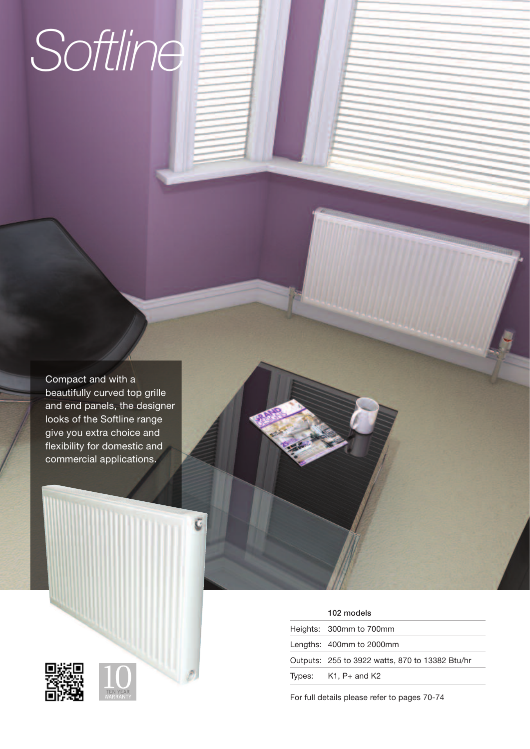# *Softline*

Compact and with a beautifully curved top grille and end panels, the designer looks of the Softline range give you extra choice and flexibility for domestic and commercial applications.

10 TEN YEAR WARRANTY

| | 102 models |
|---|---|
| Heights: | 300mm to 700mm |
| Lengths: | 400mm to 2000mm |
| Outputs: | 255 to 3922 watts, 870 to 13382 Btu/hr |
| Types: | K1, P+ and K2 |

For full details please refer to pages 70-74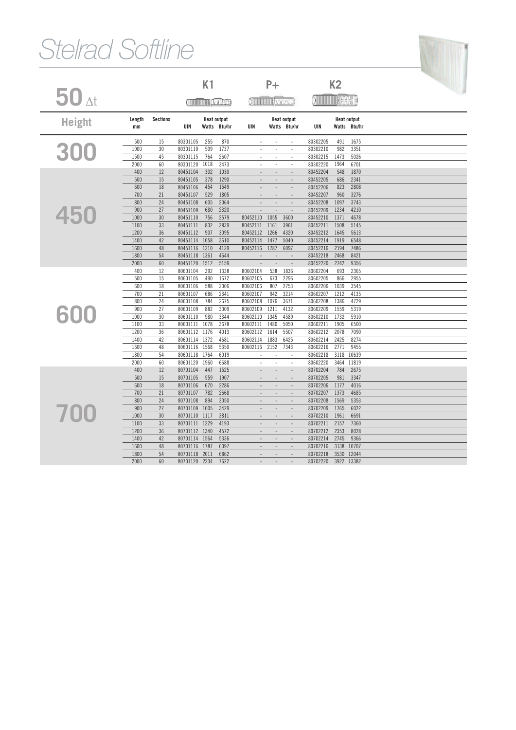# Stelrad Softline

## 50 Δt

| Height | Length mm | Sections | K1 UIN | K1 Heat output Watts | K1 Heat output Btu/hr | P+ UIN | P+ Heat output Watts | P+ Heat output Btu/hr | K2 UIN | K2 Heat output Watts | K2 Heat output Btu/hr |
|---|---|---|---|---|---|---|---|---|---|---|---|
| 300 | 500 | 15 | 80301105 | 255 | 870 | - | - | - | 80302205 | 491 | 1675 |
| | 1000 | 30 | 80301110 | 509 | 1737 | - | - | - | 80302210 | 982 | 3351 |
| | 1500 | 45 | 80301115 | 764 | 2607 | - | - | - | 80302215 | 1473 | 5026 |
| | 2000 | 60 | 80301120 | 1018 | 3473 | - | - | - | 80302220 | 1964 | 6701 |
| 450 | 400 | 12 | 80451104 | 302 | 1030 | - | - | - | 80452204 | 548 | 1870 |
| | 500 | 15 | 80451105 | 378 | 1290 | - | - | - | 80452205 | 686 | 2341 |
| | 600 | 18 | 80451106 | 454 | 1549 | - | - | - | 80452206 | 823 | 2808 |
| | 700 | 21 | 80451107 | 529 | 1805 | - | - | - | 80452207 | 960 | 3276 |
| | 800 | 24 | 80451108 | 605 | 2064 | - | - | - | 80452208 | 1097 | 3743 |
| | 900 | 27 | 80451109 | 680 | 2320 | - | - | - | 80452209 | 1234 | 4210 |
| | 1000 | 30 | 80451110 | 756 | 2579 | 80452110 | 1055 | 3600 | 80452210 | 1371 | 4678 |
| | 1100 | 33 | 80451111 | 832 | 2839 | 80452111 | 1161 | 3961 | 80452211 | 1508 | 5145 |
| | 1200 | 36 | 80451112 | 907 | 3095 | 80452112 | 1266 | 4320 | 80452212 | 1645 | 5613 |
| | 1400 | 42 | 80451114 | 1058 | 3610 | 80452114 | 1477 | 5040 | 80452214 | 1919 | 6548 |
| | 1600 | 48 | 80451116 | 1210 | 4129 | 80452116 | 1787 | 6097 | 80452216 | 2194 | 7486 |
| | 1800 | 54 | 80451118 | 1361 | 4644 | - | - | - | 80452218 | 2468 | 8421 |
| | 2000 | 60 | 80451120 | 1512 | 5159 | - | - | - | 80452220 | 2742 | 9356 |
| 600 | 400 | 12 | 80601104 | 392 | 1338 | 80602104 | 538 | 1836 | 80602204 | 693 | 2365 |
| | 500 | 15 | 80601105 | 490 | 1672 | 80602105 | 673 | 2296 | 80602205 | 866 | 2955 |
| | 600 | 18 | 80601106 | 588 | 2006 | 80602106 | 807 | 2753 | 80602206 | 1039 | 3545 |
| | 700 | 21 | 80601107 | 686 | 2341 | 80602107 | 942 | 3214 | 80602207 | 1212 | 4135 |
| | 800 | 24 | 80601108 | 784 | 2675 | 80602108 | 1076 | 3671 | 80602208 | 1386 | 4729 |
| | 900 | 27 | 80601109 | 882 | 3009 | 80602109 | 1211 | 4132 | 80602209 | 1559 | 5319 |
| | 1000 | 30 | 80601110 | 980 | 3344 | 80602110 | 1345 | 4589 | 80602210 | 1732 | 5910 |
| | 1100 | 33 | 80601111 | 1078 | 3678 | 80602111 | 1480 | 5050 | 80602211 | 1905 | 6500 |
| | 1200 | 36 | 80601112 | 1176 | 4013 | 80602112 | 1614 | 5507 | 80602212 | 2078 | 7090 |
| | 1400 | 42 | 80601114 | 1372 | 4681 | 80602114 | 1883 | 6425 | 80602214 | 2425 | 8274 |
| | 1600 | 48 | 80601116 | 1568 | 5350 | 80602116 | 2152 | 7343 | 80602216 | 2771 | 9455 |
| | 1800 | 54 | 80601118 | 1764 | 6019 | - | - | - | 80602218 | 3118 | 10639 |
| | 2000 | 60 | 80601120 | 1960 | 6688 | - | - | - | 80602220 | 3464 | 11819 |
| 700 | 400 | 12 | 80701104 | 447 | 1525 | - | - | - | 80702204 | 784 | 2675 |
| | 500 | 15 | 80701105 | 559 | 1907 | - | - | - | 80702205 | 981 | 3347 |
| | 600 | 18 | 80701106 | 670 | 2286 | - | - | - | 80702206 | 1177 | 4016 |
| | 700 | 21 | 80701107 | 782 | 2668 | - | - | - | 80702207 | 1373 | 4685 |
| | 800 | 24 | 80701108 | 894 | 3050 | - | - | - | 80702208 | 1569 | 5353 |
| | 900 | 27 | 80701109 | 1005 | 3429 | - | - | - | 80702209 | 1765 | 6022 |
| | 1000 | 30 | 80701110 | 1117 | 3811 | - | - | - | 80702210 | 1961 | 6691 |
| | 1100 | 33 | 80701111 | 1229 | 4193 | - | - | - | 80702211 | 2157 | 7360 |
| | 1200 | 36 | 80701112 | 1340 | 4572 | - | - | - | 80702212 | 2353 | 8028 |
| | 1400 | 42 | 80701114 | 1564 | 5336 | - | - | - | 80702214 | 2745 | 9366 |
| | 1600 | 48 | 80701116 | 1787 | 6097 | - | - | - | 80702216 | 3138 | 10707 |
| | 1800 | 54 | 80701118 | 2011 | 6862 | - | - | - | 80702218 | 3530 | 12044 |
| | 2000 | 60 | 80701120 | 2234 | 7622 | - | - | - | 80702220 | 3922 | 13382 |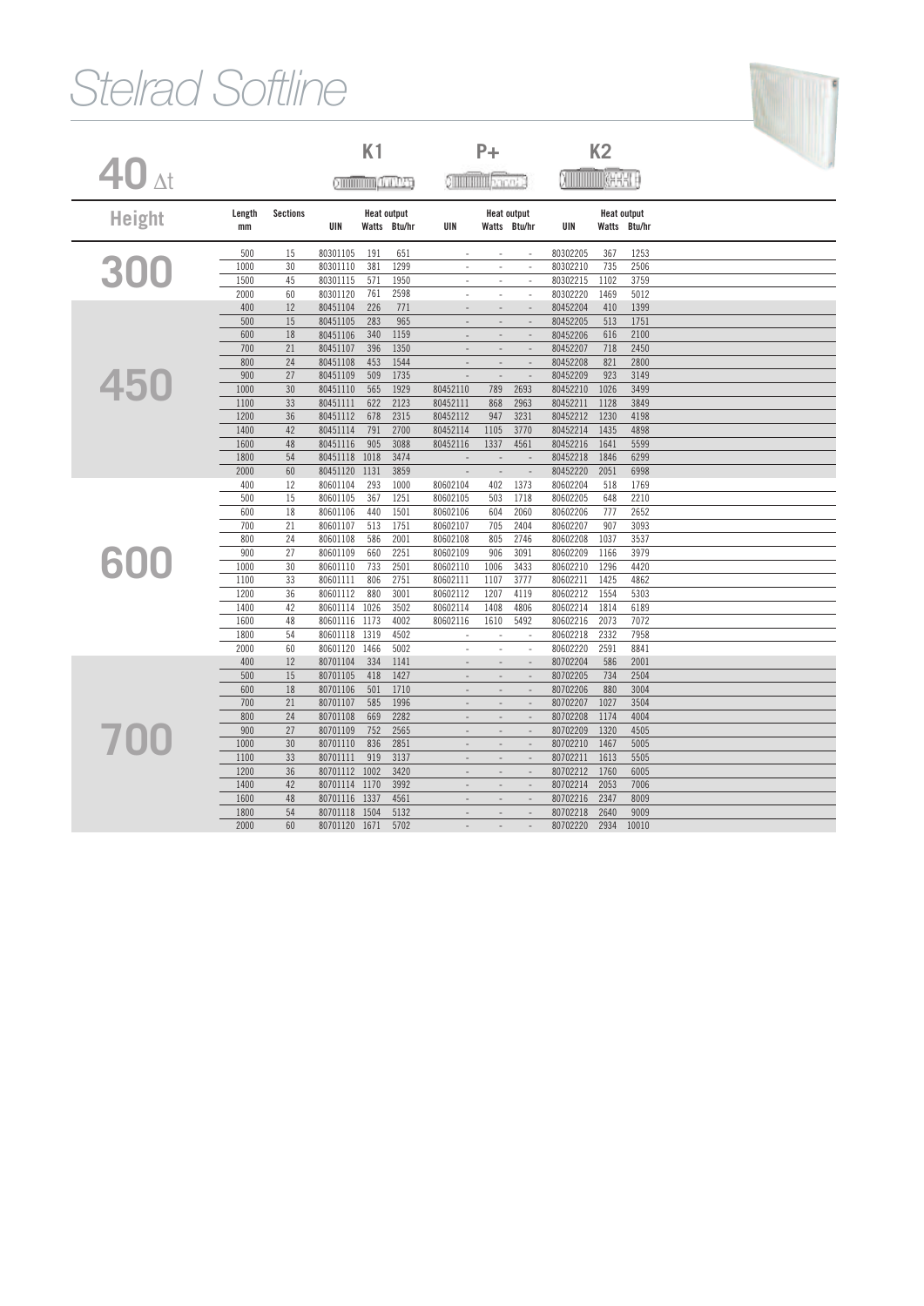# Stelrad Softline

## 40 Δt

| Height | Length mm | Sections | K1 UIN | K1 Heat output Watts | K1 Heat output Btu/hr | P+ UIN | P+ Heat output Watts | P+ Heat output Btu/hr | K2 UIN | K2 Heat output Watts | K2 Heat output Btu/hr |
|---|---|---|---|---|---|---|---|---|---|---|---|
| 300 | 500 | 15 | 80301105 | 191 | 651 | - | - | - | 80302205 | 367 | 1253 |
| | 1000 | 30 | 80301110 | 381 | 1299 | - | - | - | 80302210 | 735 | 2506 |
| | 1500 | 45 | 80301115 | 571 | 1950 | - | - | - | 80302215 | 1102 | 3759 |
| | 2000 | 60 | 80301120 | 761 | 2598 | - | - | - | 80302220 | 1469 | 5012 |
| 450 | 400 | 12 | 80451104 | 226 | 771 | - | - | - | 80452204 | 410 | 1399 |
| | 500 | 15 | 80451105 | 283 | 965 | - | - | - | 80452205 | 513 | 1751 |
| | 600 | 18 | 80451106 | 340 | 1159 | - | - | - | 80452206 | 616 | 2100 |
| | 700 | 21 | 80451107 | 396 | 1350 | - | - | - | 80452207 | 718 | 2450 |
| | 800 | 24 | 80451108 | 453 | 1544 | - | - | - | 80452208 | 821 | 2800 |
| | 900 | 27 | 80451109 | 509 | 1735 | - | - | - | 80452209 | 923 | 3149 |
| | 1000 | 30 | 80451110 | 565 | 1929 | 80452110 | 789 | 2693 | 80452210 | 1026 | 3499 |
| | 1100 | 33 | 80451111 | 622 | 2123 | 80452111 | 868 | 2963 | 80452211 | 1128 | 3849 |
| | 1200 | 36 | 80451112 | 678 | 2315 | 80452112 | 947 | 3231 | 80452212 | 1230 | 4198 |
| | 1400 | 42 | 80451114 | 791 | 2700 | 80452114 | 1105 | 3770 | 80452214 | 1435 | 4898 |
| | 1600 | 48 | 80451116 | 905 | 3088 | 80452116 | 1337 | 4561 | 80452216 | 1641 | 5599 |
| | 1800 | 54 | 80451118 | 1018 | 3474 | - | - | - | 80452218 | 1846 | 6299 |
| | 2000 | 60 | 80451120 | 1131 | 3859 | - | - | - | 80452220 | 2051 | 6998 |
| 600 | 400 | 12 | 80601104 | 293 | 1000 | 80602104 | 402 | 1373 | 80602204 | 518 | 1769 |
| | 500 | 15 | 80601105 | 367 | 1251 | 80602105 | 503 | 1718 | 80602205 | 648 | 2210 |
| | 600 | 18 | 80601106 | 440 | 1501 | 80602106 | 604 | 2060 | 80602206 | 777 | 2652 |
| | 700 | 21 | 80601107 | 513 | 1751 | 80602107 | 705 | 2404 | 80602207 | 907 | 3093 |
| | 800 | 24 | 80601108 | 586 | 2001 | 80602108 | 805 | 2746 | 80602208 | 1037 | 3537 |
| | 900 | 27 | 80601109 | 660 | 2251 | 80602109 | 906 | 3091 | 80602209 | 1166 | 3979 |
| | 1000 | 30 | 80601110 | 733 | 2501 | 80602110 | 1006 | 3433 | 80602210 | 1296 | 4420 |
| | 1100 | 33 | 80601111 | 806 | 2751 | 80602111 | 1107 | 3777 | 80602211 | 1425 | 4862 |
| | 1200 | 36 | 80601112 | 880 | 3001 | 80602112 | 1207 | 4119 | 80602212 | 1554 | 5303 |
| | 1400 | 42 | 80601114 | 1026 | 3502 | 80602114 | 1408 | 4806 | 80602214 | 1814 | 6189 |
| | 1600 | 48 | 80601116 | 1173 | 4002 | 80602116 | 1610 | 5492 | 80602216 | 2073 | 7072 |
| | 1800 | 54 | 80601118 | 1319 | 4502 | - | - | - | 80602218 | 2332 | 7958 |
| | 2000 | 60 | 80601120 | 1466 | 5002 | - | - | - | 80602220 | 2591 | 8841 |
| 700 | 400 | 12 | 80701104 | 334 | 1141 | - | - | - | 80702204 | 586 | 2001 |
| | 500 | 15 | 80701105 | 418 | 1427 | - | - | - | 80702205 | 734 | 2504 |
| | 600 | 18 | 80701106 | 501 | 1710 | - | - | - | 80702206 | 880 | 3004 |
| | 700 | 21 | 80701107 | 585 | 1996 | - | - | - | 80702207 | 1027 | 3504 |
| | 800 | 24 | 80701108 | 669 | 2282 | - | - | - | 80702208 | 1174 | 4004 |
| | 900 | 27 | 80701109 | 752 | 2565 | - | - | - | 80702209 | 1320 | 4505 |
| | 1000 | 30 | 80701110 | 836 | 2851 | - | - | - | 80702210 | 1467 | 5005 |
| | 1100 | 33 | 80701111 | 919 | 3137 | - | - | - | 80702211 | 1613 | 5505 |
| | 1200 | 36 | 80701112 | 1002 | 3420 | - | - | - | 80702212 | 1760 | 6005 |
| | 1400 | 42 | 80701114 | 1170 | 3992 | - | - | - | 80702214 | 2053 | 7006 |
| | 1600 | 48 | 80701116 | 1337 | 4561 | - | - | - | 80702216 | 2347 | 8009 |
| | 1800 | 54 | 80701118 | 1504 | 5132 | - | - | - | 80702218 | 2640 | 9009 |
| | 2000 | 60 | 80701120 | 1671 | 5702 | - | - | - | 80702220 | 2934 | 10010 |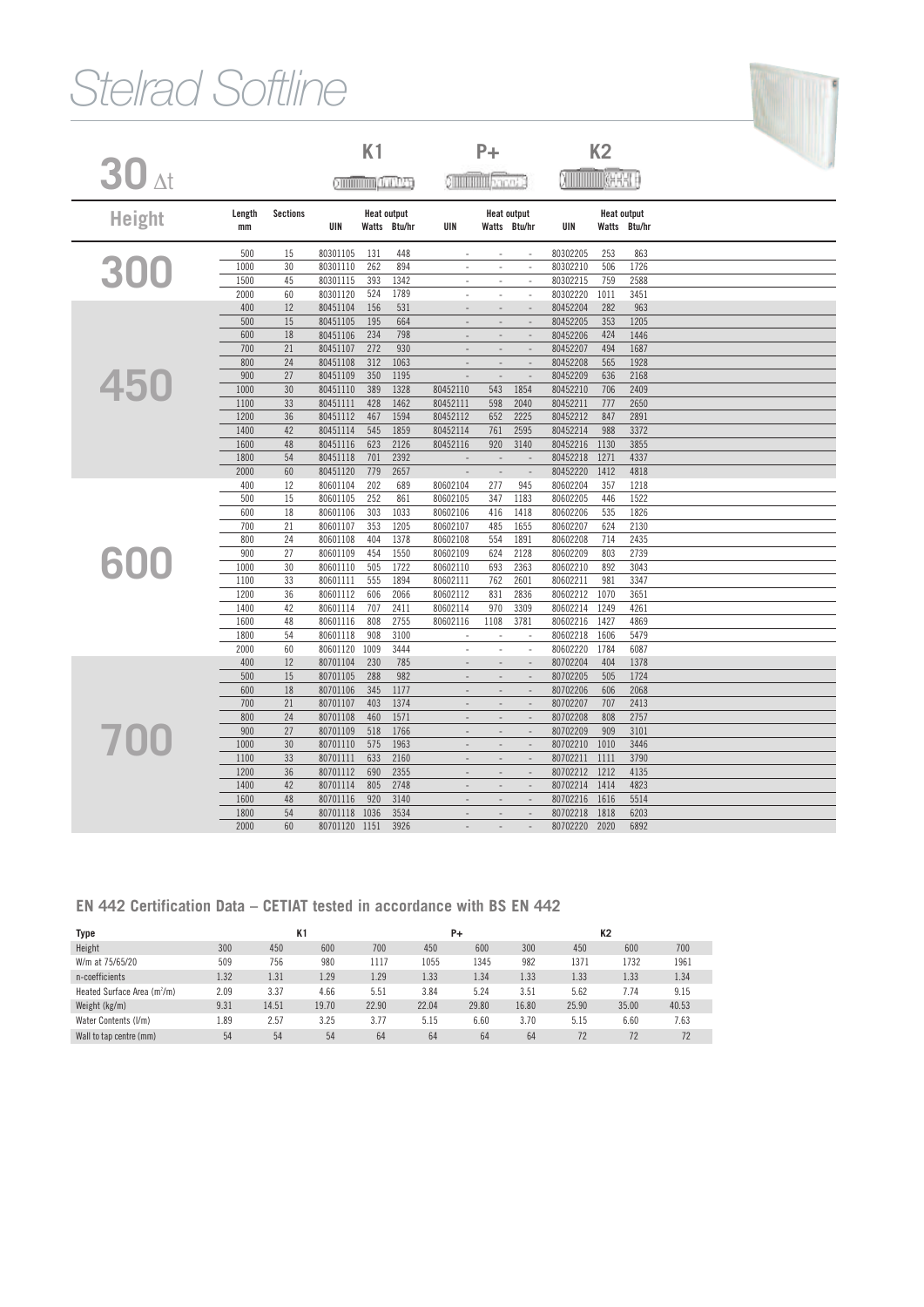# Stelrad Softline

## 30 Δt

| Height | Length mm | Sections | K1 UIN | K1 Heat output Watts | K1 Heat output Btu/hr | P+ UIN | P+ Heat output Watts | P+ Heat output Btu/hr | K2 UIN | K2 Heat output Watts | K2 Heat output Btu/hr |
|---|---|---|---|---|---|---|---|---|---|---|---|
| 300 | 500 | 15 | 80301105 | 131 | 448 | - | - | - | 80302205 | 253 | 863 |
| | 1000 | 30 | 80301110 | 262 | 894 | - | - | - | 80302210 | 506 | 1726 |
| | 1500 | 45 | 80301115 | 393 | 1342 | - | - | - | 80302215 | 759 | 2588 |
| | 2000 | 60 | 80301120 | 524 | 1789 | - | - | - | 80302220 | 1011 | 3451 |
| 450 | 400 | 12 | 80451104 | 156 | 531 | - | - | - | 80452204 | 282 | 963 |
| | 500 | 15 | 80451105 | 195 | 664 | - | - | - | 80452205 | 353 | 1205 |
| | 600 | 18 | 80451106 | 234 | 798 | - | - | - | 80452206 | 424 | 1446 |
| | 700 | 21 | 80451107 | 272 | 930 | - | - | - | 80452207 | 494 | 1687 |
| | 800 | 24 | 80451108 | 312 | 1063 | - | - | - | 80452208 | 565 | 1928 |
| | 900 | 27 | 80451109 | 350 | 1195 | - | - | - | 80452209 | 636 | 2168 |
| | 1000 | 30 | 80451110 | 389 | 1328 | 80452110 | 543 | 1854 | 80452210 | 706 | 2409 |
| | 1100 | 33 | 80451111 | 428 | 1462 | 80452111 | 598 | 2040 | 80452211 | 777 | 2650 |
| | 1200 | 36 | 80451112 | 467 | 1594 | 80452112 | 652 | 2225 | 80452212 | 847 | 2891 |
| | 1400 | 42 | 80451114 | 545 | 1859 | 80452114 | 761 | 2595 | 80452214 | 988 | 3372 |
| | 1600 | 48 | 80451116 | 623 | 2126 | 80452116 | 920 | 3140 | 80452216 | 1130 | 3855 |
| | 1800 | 54 | 80451118 | 701 | 2392 | - | - | - | 80452218 | 1271 | 4337 |
| | 2000 | 60 | 80451120 | 779 | 2657 | - | - | - | 80452220 | 1412 | 4818 |
| 600 | 400 | 12 | 80601104 | 202 | 689 | 80602104 | 277 | 945 | 80602204 | 357 | 1218 |
| | 500 | 15 | 80601105 | 252 | 861 | 80602105 | 347 | 1183 | 80602205 | 446 | 1522 |
| | 600 | 18 | 80601106 | 303 | 1033 | 80602106 | 416 | 1418 | 80602206 | 535 | 1826 |
| | 700 | 21 | 80601107 | 353 | 1205 | 80602107 | 485 | 1655 | 80602207 | 624 | 2130 |
| | 800 | 24 | 80601108 | 404 | 1378 | 80602108 | 554 | 1891 | 80602208 | 714 | 2435 |
| | 900 | 27 | 80601109 | 454 | 1550 | 80602109 | 624 | 2128 | 80602209 | 803 | 2739 |
| | 1000 | 30 | 80601110 | 505 | 1722 | 80602110 | 693 | 2363 | 80602210 | 892 | 3043 |
| | 1100 | 33 | 80601111 | 555 | 1894 | 80602111 | 762 | 2601 | 80602211 | 981 | 3347 |
| | 1200 | 36 | 80601112 | 606 | 2066 | 80602112 | 831 | 2836 | 80602212 | 1070 | 3651 |
| | 1400 | 42 | 80601114 | 707 | 2411 | 80602114 | 970 | 3309 | 80602214 | 1249 | 4261 |
| | 1600 | 48 | 80601116 | 808 | 2755 | 80602116 | 1108 | 3781 | 80602216 | 1427 | 4869 |
| | 1800 | 54 | 80601118 | 908 | 3100 | - | - | - | 80602218 | 1606 | 5479 |
| | 2000 | 60 | 80601120 | 1009 | 3444 | - | - | - | 80602220 | 1784 | 6087 |
| 700 | 400 | 12 | 80701104 | 230 | 785 | - | - | - | 80702204 | 404 | 1378 |
| | 500 | 15 | 80701105 | 288 | 982 | - | - | - | 80702205 | 505 | 1724 |
| | 600 | 18 | 80701106 | 345 | 1177 | - | - | - | 80702206 | 606 | 2068 |
| | 700 | 21 | 80701107 | 403 | 1374 | - | - | - | 80702207 | 707 | 2413 |
| | 800 | 24 | 80701108 | 460 | 1571 | - | - | - | 80702208 | 808 | 2757 |
| | 900 | 27 | 80701109 | 518 | 1766 | - | - | - | 80702209 | 909 | 3101 |
| | 1000 | 30 | 80701110 | 575 | 1963 | - | - | - | 80702210 | 1010 | 3446 |
| | 1100 | 33 | 80701111 | 633 | 2160 | - | - | - | 80702211 | 1111 | 3790 |
| | 1200 | 36 | 80701112 | 690 | 2355 | - | - | - | 80702212 | 1212 | 4135 |
| | 1400 | 42 | 80701114 | 805 | 2748 | - | - | - | 80702214 | 1414 | 4823 |
| | 1600 | 48 | 80701116 | 920 | 3140 | - | - | - | 80702216 | 1616 | 5514 |
| | 1800 | 54 | 80701118 | 1036 | 3534 | - | - | - | 80702218 | 1818 | 6203 |
| | 2000 | 60 | 80701120 | 1151 | 3926 | - | - | - | 80702220 | 2020 | 6892 |

### EN 442 Certification Data – CETIAT tested in accordance with BS EN 442

| Type | K1 | | | | P+ | | K2 | | | |
|---|---|---|---|---|---|---|---|---|---|---|
| Height | 300 | 450 | 600 | 700 | 450 | 600 | 300 | 450 | 600 | 700 |
| W/m at 75/65/20 | 509 | 756 | 980 | 1117 | 1055 | 1345 | 982 | 1371 | 1732 | 1961 |
| n-coefficients | 1.32 | 1.31 | 1.29 | 1.29 | 1.33 | 1.34 | 1.33 | 1.33 | 1.33 | 1.34 |
| Heated Surface Area ($m^2$/m) | 2.09 | 3.37 | 4.66 | 5.51 | 3.84 | 5.24 | 3.51 | 5.62 | 7.74 | 9.15 |
| Weight (kg/m) | 9.31 | 14.51 | 19.70 | 22.90 | 22.04 | 29.80 | 16.80 | 25.90 | 35.00 | 40.53 |
| Water Contents (l/m) | 1.89 | 2.57 | 3.25 | 3.77 | 5.15 | 6.60 | 3.70 | 5.15 | 6.60 | 7.63 |
| Wall to tap centre (mm) | 54 | 54 | 54 | 64 | 64 | 64 | 64 | 72 | 72 | 72 |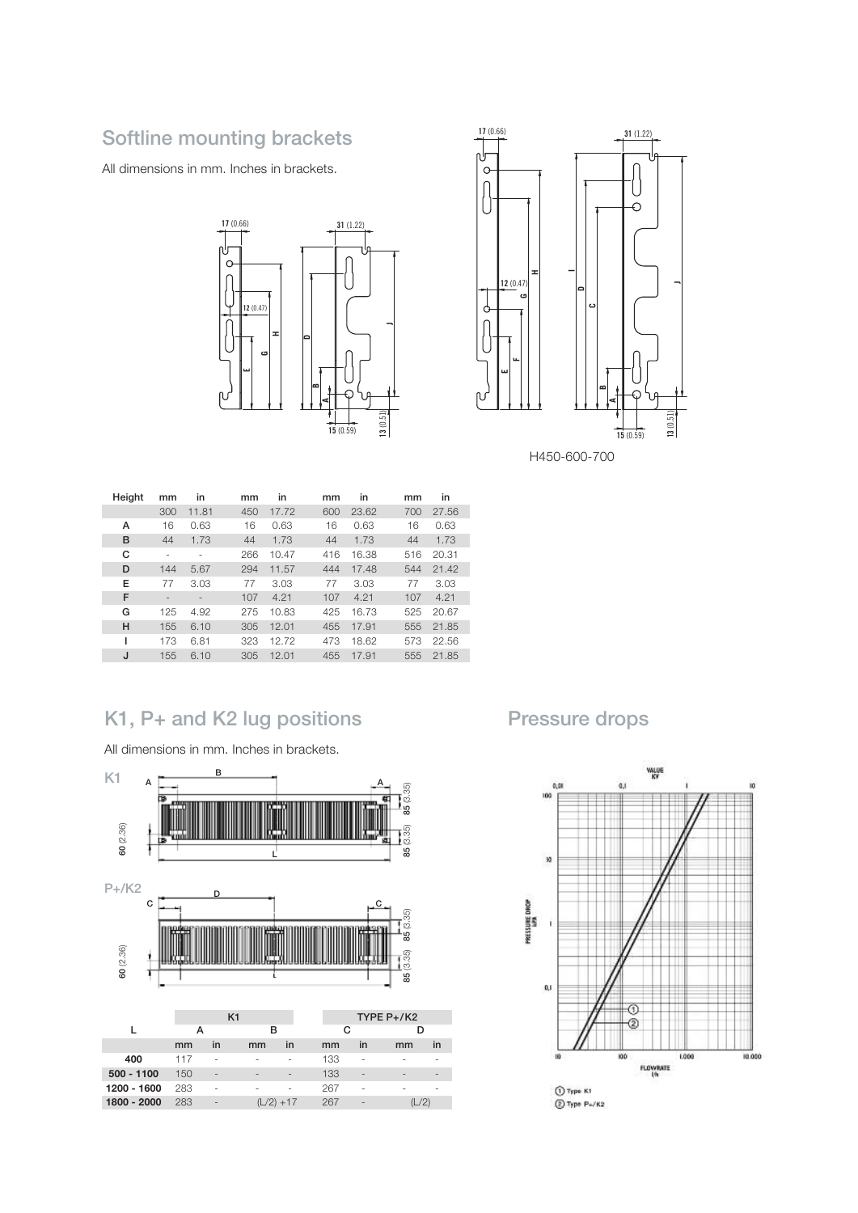## Softline mounting brackets

All dimensions in mm. Inches in brackets.

H450-600-700

| Height | mm | in | mm | in | mm | in | mm | in |
|---|---|---|---|---|---|---|---|---|
| | 300 | 11.81 | 450 | 17.72 | 600 | 23.62 | 700 | 27.56 |
| A | 16 | 0.63 | 16 | 0.63 | 16 | 0.63 | 16 | 0.63 |
| B | 44 | 1.73 | 44 | 1.73 | 44 | 1.73 | 44 | 1.73 |
| C | - | - | 266 | 10.47 | 416 | 16.38 | 516 | 20.31 |
| D | 144 | 5.67 | 294 | 11.57 | 444 | 17.48 | 544 | 21.42 |
| E | 77 | 3.03 | 77 | 3.03 | 77 | 3.03 | 77 | 3.03 |
| F | - | - | 107 | 4.21 | 107 | 4.21 | 107 | 4.21 |
| G | 125 | 4.92 | 275 | 10.83 | 425 | 16.73 | 525 | 20.67 |
| H | 155 | 6.10 | 305 | 12.01 | 455 | 17.91 | 555 | 21.85 |
| I | 173 | 6.81 | 323 | 12.72 | 473 | 18.62 | 573 | 22.56 |
| J | 155 | 6.10 | 305 | 12.01 | 455 | 17.91 | 555 | 21.85 |

## K1, P+ and K2 lug positions

All dimensions in mm. Inches in brackets.

K1

P+/K2

| L | K1 | | | | TYPE P+/K2 | | | |
|---|---|---|---|---|---|---|---|---|
| | A | | B | | C | | D | |
| | mm | in | mm | in | mm | in | mm | in |
| 400 | 117 | - | - | - | 133 | - | - | - |
| 500 - 1100 | 150 | - | - | - | 133 | - | - | - |
| 1200 - 1600 | 283 | - | - | - | 267 | - | - | - |
| 1800 - 2000 | 283 | - | (L/2) +17 | | 267 | - | (L/2) | |

## Pressure drops

① Type K1
② Type P+/K2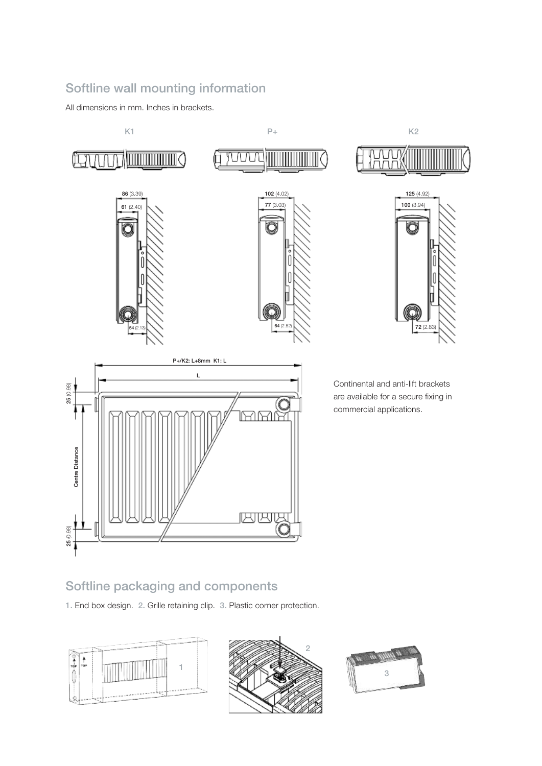## Softline wall mounting information

All dimensions in mm. Inches in brackets.

K1

P+

K2

**86** (3.39)

**61** (2.40)

54 (2.13)

**102** (4.02)

**77** (3.03)

64 (2.52)

**125** (4.92)

**100** (3.94)

72 (2.83)

P+/K2: L+8mm K1: L

L

25 (0.98)

Centre Distance

25 (0.98)

Continental and anti-lift brackets are available for a secure fixing in commercial applications.

## Softline packaging and components

1. End box design. 2. Grille retaining clip. 3. Plastic corner protection.

1

2

3